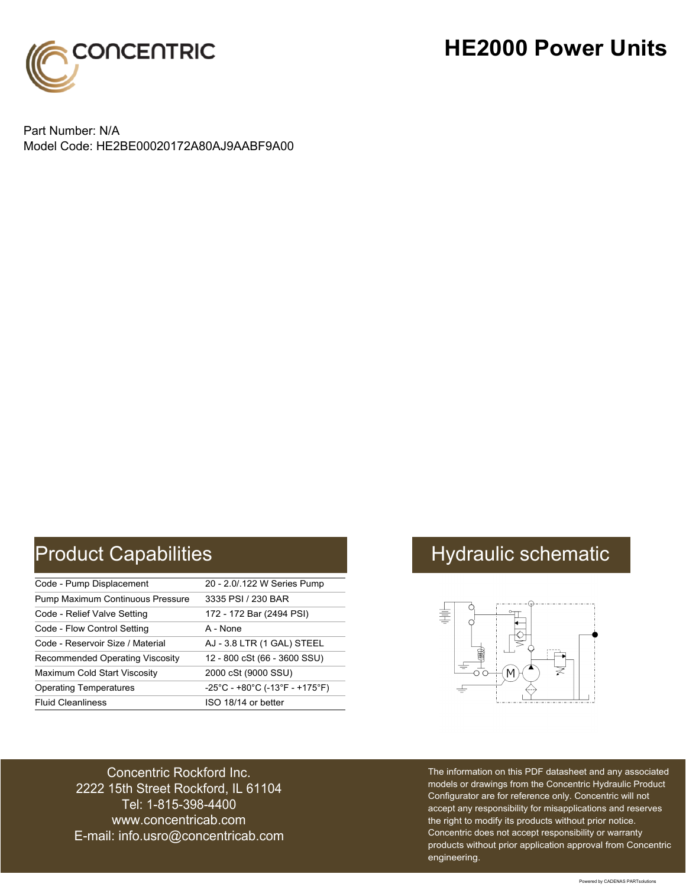CONCENTRIC

# HE2000 Power Units

Part Number: N/A
Model Code: HE2BE00020172A80AJ9AABF9A00

## Product Capabilities

| | |
|---|---|
| Code - Pump Displacement | 20 - 2.0/.122 W Series Pump |
| Pump Maximum Continuous Pressure | 3335 PSI / 230 BAR |
| Code - Relief Valve Setting | 172 - 172 Bar (2494 PSI) |
| Code - Flow Control Setting | A - None |
| Code - Reservoir Size / Material | AJ - 3.8 LTR (1 GAL) STEEL |
| Recommended Operating Viscosity | 12 - 800 cSt (66 - 3600 SSU) |
| Maximum Cold Start Viscosity | 2000 cSt (9000 SSU) |
| Operating Temperatures | -25°C - +80°C (-13°F - +175°F) |
| Fluid Cleanliness | ISO 18/14 or better |

## Hydraulic schematic

Concentric Rockford Inc.
2222 15th Street Rockford, IL 61104
Tel: 1-815-398-4400
www.concentricab.com
E-mail: info.usro@concentricab.com

The information on this PDF datasheet and any associated models or drawings from the Concentric Hydraulic Product Configurator are for reference only. Concentric will not accept any responsibility for misapplications and reserves the right to modify its products without prior notice. Concentric does not accept responsibility or warranty products without prior application approval from Concentric engineering.

Powered by CADENAS PARTsolutions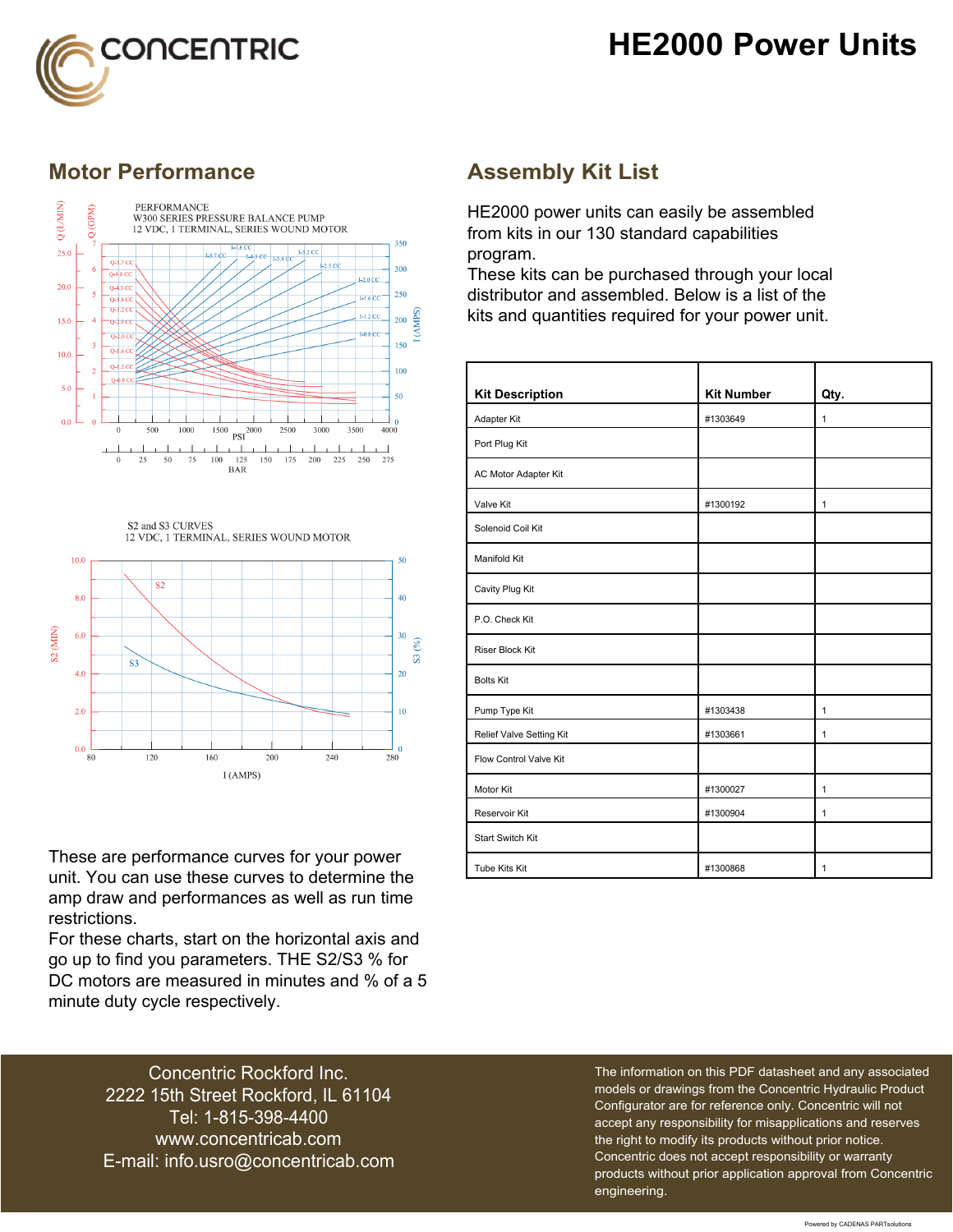# HE2000 Power Units

## Motor Performance

PERFORMANCE
W300 SERIES PRESSURE BALANCE PUMP
12 VDC, 1 TERMINAL, SERIES WOUND MOTOR

S2 and S3 CURVES
12 VDC, 1 TERMINAL, SERIES WOUND MOTOR

These are performance curves for your power unit. You can use these curves to determine the amp draw and performances as well as run time restrictions.
For these charts, start on the horizontal axis and go up to find you parameters. THE S2/S3 % for DC motors are measured in minutes and % of a 5 minute duty cycle respectively.

## Assembly Kit List

HE2000 power units can easily be assembled from kits in our 130 standard capabilities program.
These kits can be purchased through your local distributor and assembled. Below is a list of the kits and quantities required for your power unit.

| Kit Description | Kit Number | Qty. |
|---|---|---|
| Adapter Kit | #1303649 | 1 |
| Port Plug Kit | | |
| AC Motor Adapter Kit | | |
| Valve Kit | #1300192 | 1 |
| Solenoid Coil Kit | | |
| Manifold Kit | | |
| Cavity Plug Kit | | |
| P.O. Check Kit | | |
| Riser Block Kit | | |
| Bolts Kit | | |
| Pump Type Kit | #1303438 | 1 |
| Relief Valve Setting Kit | #1303661 | 1 |
| Flow Control Valve Kit | | |
| Motor Kit | #1300027 | 1 |
| Reservoir Kit | #1300904 | 1 |
| Start Switch Kit | | |
| Tube Kits Kit | #1300868 | 1 |

Concentric Rockford Inc.
2222 15th Street Rockford, IL 61104
Tel: 1-815-398-4400
www.concentricab.com
E-mail: info.usro@concentricab.com

The information on this PDF datasheet and any associated models or drawings from the Concentric Hydraulic Product Configurator are for reference only. Concentric will not accept any responsibility for misapplications and reserves the right to modify its products without prior notice. Concentric does not accept responsibility or warranty products without prior application approval from Concentric engineering.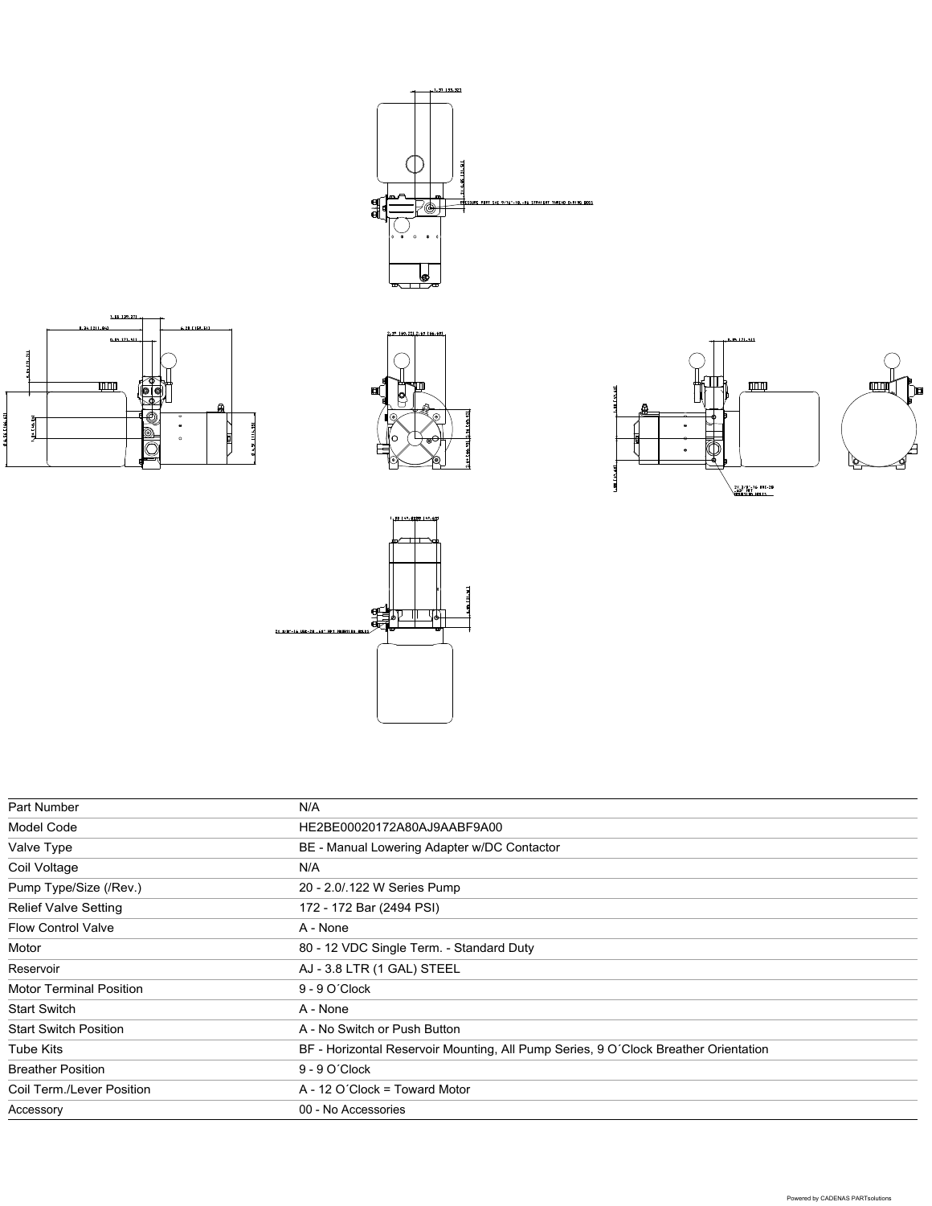| | |
|---|---|
| Part Number | N/A |
| Model Code | HE2BE00020172A80AJ9AABF9A00 |
| Valve Type | BE - Manual Lowering Adapter w/DC Contactor |
| Coil Voltage | N/A |
| Pump Type/Size (/Rev.) | 20 - 2.0/.122 W Series Pump |
| Relief Valve Setting | 172 - 172 Bar (2494 PSI) |
| Flow Control Valve | A - None |
| Motor | 80 - 12 VDC Single Term. - Standard Duty |
| Reservoir | AJ - 3.8 LTR (1 GAL) STEEL |
| Motor Terminal Position | 9 - 9 O´Clock |
| Start Switch | A - None |
| Start Switch Position | A - No Switch or Push Button |
| Tube Kits | BF - Horizontal Reservoir Mounting, All Pump Series, 9 O´Clock Breather Orientation |
| Breather Position | 9 - 9 O´Clock |
| Coil Term./Lever Position | A - 12 O´Clock = Toward Motor |
| Accessory | 00 - No Accessories |

Powered by CADENAS PARTsolutions